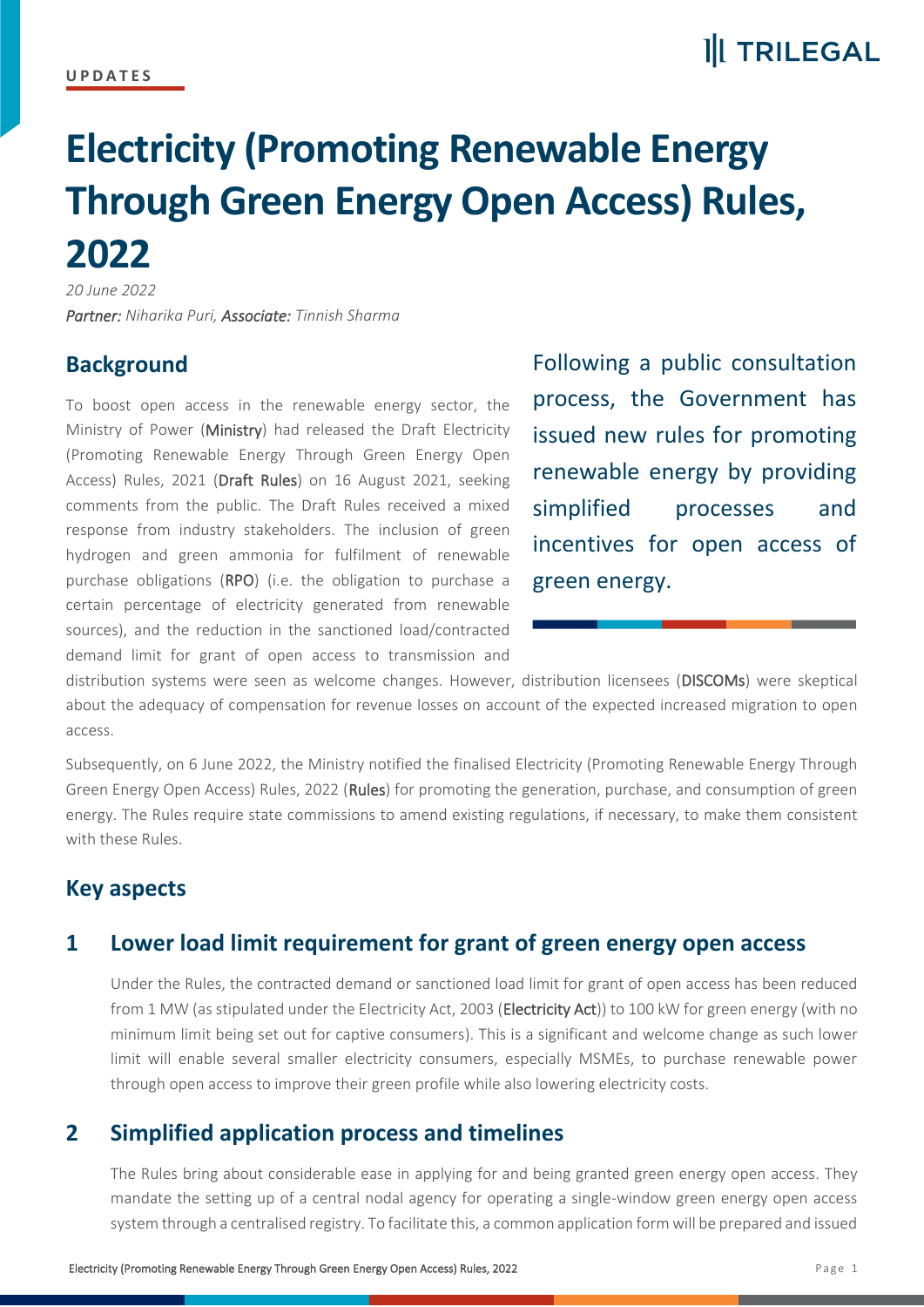UPDATES

# Electricity (Promoting Renewable Energy Through Green Energy Open Access) Rules, 2022

*20 June 2022*

***Partner:*** *Niharika Puri,* ***Associate:*** *Tinnish Sharma*

## Background

To boost open access in the renewable energy sector, the Ministry of Power (**Ministry**) had released the Draft Electricity (Promoting Renewable Energy Through Green Energy Open Access) Rules, 2021 (**Draft Rules**) on 16 August 2021, seeking comments from the public. The Draft Rules received a mixed response from industry stakeholders. The inclusion of green hydrogen and green ammonia for fulfilment of renewable purchase obligations (**RPO**) (i.e. the obligation to purchase a certain percentage of electricity generated from renewable sources), and the reduction in the sanctioned load/contracted demand limit for grant of open access to transmission and distribution systems were seen as welcome changes. However, distribution licensees (**DISCOMs**) were skeptical about the adequacy of compensation for revenue losses on account of the expected increased migration to open access.

Following a public consultation process, the Government has issued new rules for promoting renewable energy by providing simplified processes and incentives for open access of green energy.

Subsequently, on 6 June 2022, the Ministry notified the finalised Electricity (Promoting Renewable Energy Through Green Energy Open Access) Rules, 2022 (**Rules**) for promoting the generation, purchase, and consumption of green energy. The Rules require state commissions to amend existing regulations, if necessary, to make them consistent with these Rules.

## Key aspects

### 1 Lower load limit requirement for grant of green energy open access

Under the Rules, the contracted demand or sanctioned load limit for grant of open access has been reduced from 1 MW (as stipulated under the Electricity Act, 2003 (**Electricity Act**)) to 100 kW for green energy (with no minimum limit being set out for captive consumers). This is a significant and welcome change as such lower limit will enable several smaller electricity consumers, especially MSMEs, to purchase renewable power through open access to improve their green profile while also lowering electricity costs.

### 2 Simplified application process and timelines

The Rules bring about considerable ease in applying for and being granted green energy open access. They mandate the setting up of a central nodal agency for operating a single-window green energy open access system through a centralised registry. To facilitate this, a common application form will be prepared and issued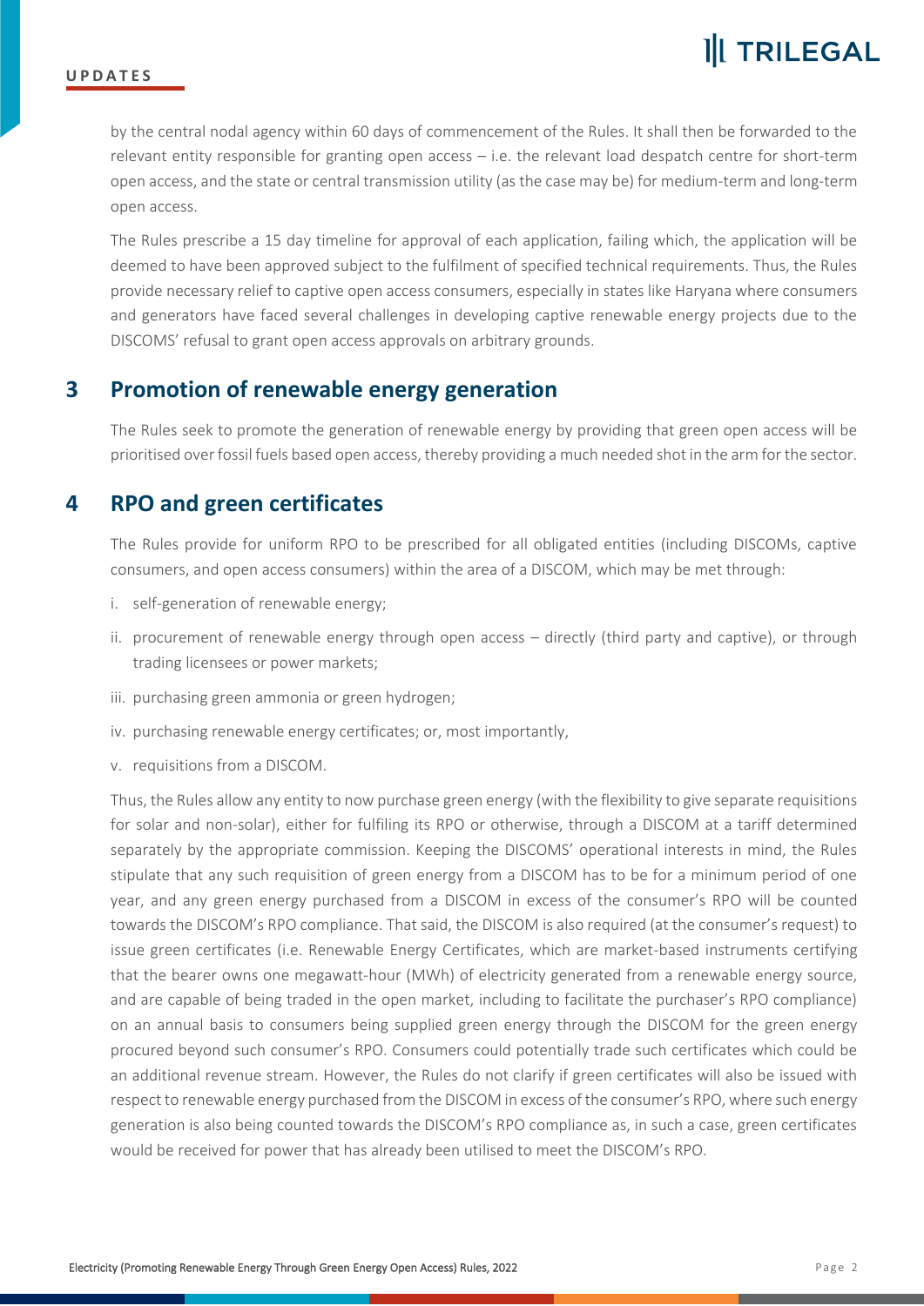by the central nodal agency within 60 days of commencement of the Rules. It shall then be forwarded to the relevant entity responsible for granting open access – i.e. the relevant load despatch centre for short-term open access, and the state or central transmission utility (as the case may be) for medium-term and long-term open access.

The Rules prescribe a 15 day timeline for approval of each application, failing which, the application will be deemed to have been approved subject to the fulfilment of specified technical requirements. Thus, the Rules provide necessary relief to captive open access consumers, especially in states like Haryana where consumers and generators have faced several challenges in developing captive renewable energy projects due to the DISCOMS' refusal to grant open access approvals on arbitrary grounds.

## 3 Promotion of renewable energy generation

The Rules seek to promote the generation of renewable energy by providing that green open access will be prioritised over fossil fuels based open access, thereby providing a much needed shot in the arm for the sector.

## 4 RPO and green certificates

The Rules provide for uniform RPO to be prescribed for all obligated entities (including DISCOMs, captive consumers, and open access consumers) within the area of a DISCOM, which may be met through:

i. self-generation of renewable energy;

ii. procurement of renewable energy through open access – directly (third party and captive), or through trading licensees or power markets;

iii. purchasing green ammonia or green hydrogen;

iv. purchasing renewable energy certificates; or, most importantly,

v. requisitions from a DISCOM.

Thus, the Rules allow any entity to now purchase green energy (with the flexibility to give separate requisitions for solar and non-solar), either for fulfiling its RPO or otherwise, through a DISCOM at a tariff determined separately by the appropriate commission. Keeping the DISCOMS' operational interests in mind, the Rules stipulate that any such requisition of green energy from a DISCOM has to be for a minimum period of one year, and any green energy purchased from a DISCOM in excess of the consumer's RPO will be counted towards the DISCOM's RPO compliance. That said, the DISCOM is also required (at the consumer's request) to issue green certificates (i.e. Renewable Energy Certificates, which are market-based instruments certifying that the bearer owns one megawatt-hour (MWh) of electricity generated from a renewable energy source, and are capable of being traded in the open market, including to facilitate the purchaser's RPO compliance) on an annual basis to consumers being supplied green energy through the DISCOM for the green energy procured beyond such consumer's RPO. Consumers could potentially trade such certificates which could be an additional revenue stream. However, the Rules do not clarify if green certificates will also be issued with respect to renewable energy purchased from the DISCOM in excess of the consumer's RPO, where such energy generation is also being counted towards the DISCOM's RPO compliance as, in such a case, green certificates would be received for power that has already been utilised to meet the DISCOM's RPO.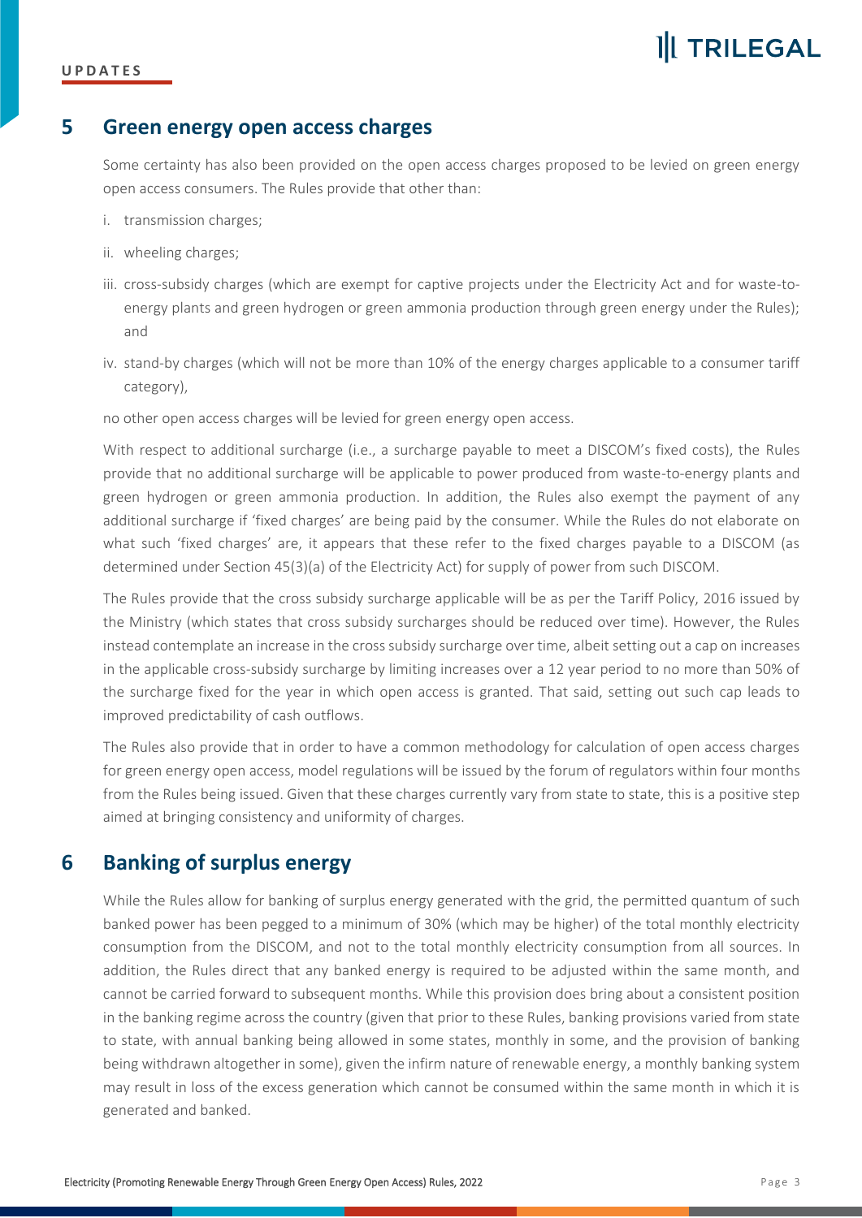## 5 Green energy open access charges

Some certainty has also been provided on the open access charges proposed to be levied on green energy open access consumers. The Rules provide that other than:

i. transmission charges;

ii. wheeling charges;

iii. cross-subsidy charges (which are exempt for captive projects under the Electricity Act and for waste-to-energy plants and green hydrogen or green ammonia production through green energy under the Rules); and

iv. stand-by charges (which will not be more than 10% of the energy charges applicable to a consumer tariff category),

no other open access charges will be levied for green energy open access.

With respect to additional surcharge (i.e., a surcharge payable to meet a DISCOM's fixed costs), the Rules provide that no additional surcharge will be applicable to power produced from waste-to-energy plants and green hydrogen or green ammonia production. In addition, the Rules also exempt the payment of any additional surcharge if 'fixed charges' are being paid by the consumer. While the Rules do not elaborate on what such 'fixed charges' are, it appears that these refer to the fixed charges payable to a DISCOM (as determined under Section 45(3)(a) of the Electricity Act) for supply of power from such DISCOM.

The Rules provide that the cross subsidy surcharge applicable will be as per the Tariff Policy, 2016 issued by the Ministry (which states that cross subsidy surcharges should be reduced over time). However, the Rules instead contemplate an increase in the cross subsidy surcharge over time, albeit setting out a cap on increases in the applicable cross-subsidy surcharge by limiting increases over a 12 year period to no more than 50% of the surcharge fixed for the year in which open access is granted. That said, setting out such cap leads to improved predictability of cash outflows.

The Rules also provide that in order to have a common methodology for calculation of open access charges for green energy open access, model regulations will be issued by the forum of regulators within four months from the Rules being issued. Given that these charges currently vary from state to state, this is a positive step aimed at bringing consistency and uniformity of charges.

## 6 Banking of surplus energy

While the Rules allow for banking of surplus energy generated with the grid, the permitted quantum of such banked power has been pegged to a minimum of 30% (which may be higher) of the total monthly electricity consumption from the DISCOM, and not to the total monthly electricity consumption from all sources. In addition, the Rules direct that any banked energy is required to be adjusted within the same month, and cannot be carried forward to subsequent months. While this provision does bring about a consistent position in the banking regime across the country (given that prior to these Rules, banking provisions varied from state to state, with annual banking being allowed in some states, monthly in some, and the provision of banking being withdrawn altogether in some), given the infirm nature of renewable energy, a monthly banking system may result in loss of the excess generation which cannot be consumed within the same month in which it is generated and banked.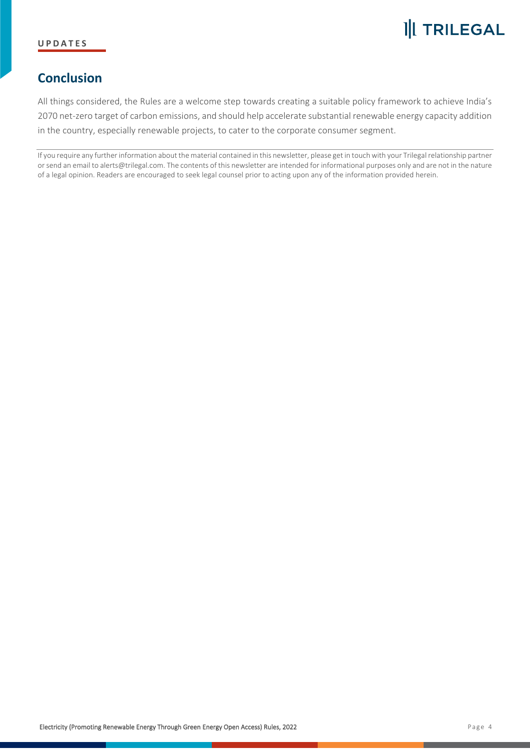## Conclusion

All things considered, the Rules are a welcome step towards creating a suitable policy framework to achieve India's 2070 net-zero target of carbon emissions, and should help accelerate substantial renewable energy capacity addition in the country, especially renewable projects, to cater to the corporate consumer segment.

---

If you require any further information about the material contained in this newsletter, please get in touch with your Trilegal relationship partner or send an email to alerts@trilegal.com. The contents of this newsletter are intended for informational purposes only and are not in the nature of a legal opinion. Readers are encouraged to seek legal counsel prior to acting upon any of the information provided herein.